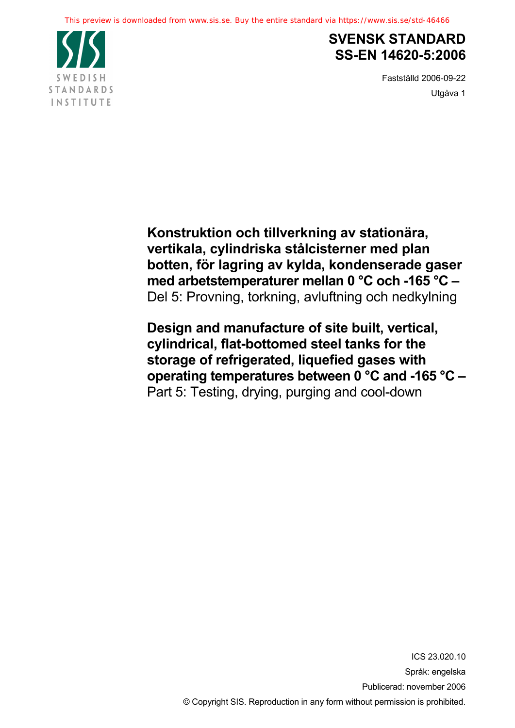This preview is downloaded from www.sis.se. Buy the entire standard via https://www.sis.se/std-46466

SWEDISH STANDARDS INSTITUTE

# SVENSK STANDARD
# SS-EN 14620-5:2006

Fastställd 2006-09-22

Utgåva 1

**Konstruktion och tillverkning av stationära, vertikala, cylindriska stålcisterner med plan botten, för lagring av kylda, kondenserade gaser med arbetstemperaturer mellan 0 °C och -165 °C –**
Del 5: Provning, torkning, avluftning och nedkylning

**Design and manufacture of site built, vertical, cylindrical, flat-bottomed steel tanks for the storage of refrigerated, liquefied gases with operating temperatures between 0 °C and -165 °C –**
Part 5: Testing, drying, purging and cool-down

ICS 23.020.10

Språk: engelska

Publicerad: november 2006

© Copyright SIS. Reproduction in any form without permission is prohibited.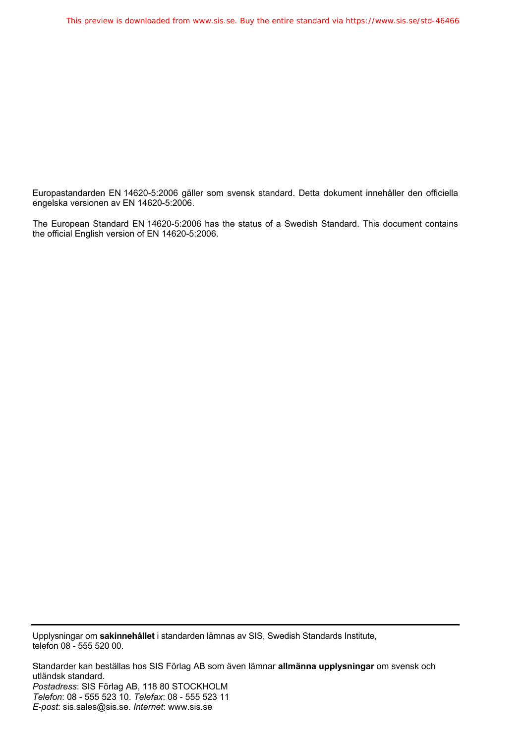Europastandarden EN 14620-5:2006 gäller som svensk standard. Detta dokument innehåller den officiella engelska versionen av EN 14620-5:2006.

The European Standard EN 14620-5:2006 has the status of a Swedish Standard. This document contains the official English version of EN 14620-5:2006.

---

Upplysningar om **sakinnehållet** i standarden lämnas av SIS, Swedish Standards Institute, telefon 08 - 555 520 00.

Standarder kan beställas hos SIS Förlag AB som även lämnar **allmänna upplysningar** om svensk och utländsk standard.
*Postadress*: SIS Förlag AB, 118 80 STOCKHOLM
*Telefon*: 08 - 555 523 10. *Telefax*: 08 - 555 523 11
*E-post*: sis.sales@sis.se. *Internet*: www.sis.se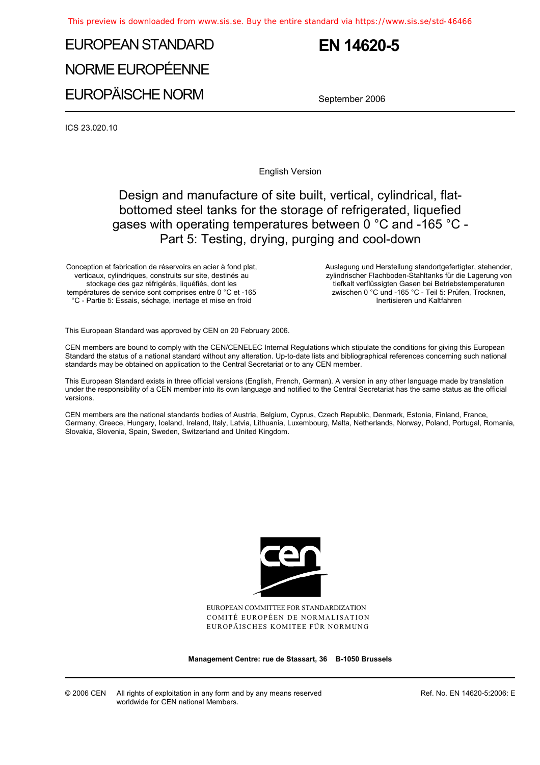# EUROPEAN STANDARD
# NORME EUROPÉENNE
# EUROPÄISCHE NORM

# EN 14620-5

September 2006

ICS 23.020.10

English Version

## Design and manufacture of site built, vertical, cylindrical, flat-bottomed steel tanks for the storage of refrigerated, liquefied gases with operating temperatures between 0 °C and -165 °C - Part 5: Testing, drying, purging and cool-down

Conception et fabrication de réservoirs en acier à fond plat, verticaux, cylindriques, construits sur site, destinés au stockage des gaz réfrigérés, liquéfiés, dont les températures de service sont comprises entre 0 °C et -165 °C - Partie 5: Essais, séchage, inertage et mise en froid

Auslegung und Herstellung standortgefertigter, stehender, zylindrischer Flachboden-Stahltanks für die Lagerung von tiefkalt verflüssigten Gasen bei Betriebstemperaturen zwischen 0 °C und -165 °C - Teil 5: Prüfen, Trocknen, Inertisieren und Kaltfahren

This European Standard was approved by CEN on 20 February 2006.

CEN members are bound to comply with the CEN/CENELEC Internal Regulations which stipulate the conditions for giving this European Standard the status of a national standard without any alteration. Up-to-date lists and bibliographical references concerning such national standards may be obtained on application to the Central Secretariat or to any CEN member.

This European Standard exists in three official versions (English, French, German). A version in any other language made by translation under the responsibility of a CEN member into its own language and notified to the Central Secretariat has the same status as the official versions.

CEN members are the national standards bodies of Austria, Belgium, Cyprus, Czech Republic, Denmark, Estonia, Finland, France, Germany, Greece, Hungary, Iceland, Ireland, Italy, Latvia, Lithuania, Luxembourg, Malta, Netherlands, Norway, Poland, Portugal, Romania, Slovakia, Slovenia, Spain, Sweden, Switzerland and United Kingdom.

EUROPEAN COMMITTEE FOR STANDARDIZATION
COMITÉ EUROPÉEN DE NORMALISATION
EUROPÄISCHES KOMITEE FÜR NORMUNG

**Management Centre: rue de Stassart, 36 B-1050 Brussels**

© 2006 CEN All rights of exploitation in any form and by any means reserved worldwide for CEN national Members.

Ref. No. EN 14620-5:2006: E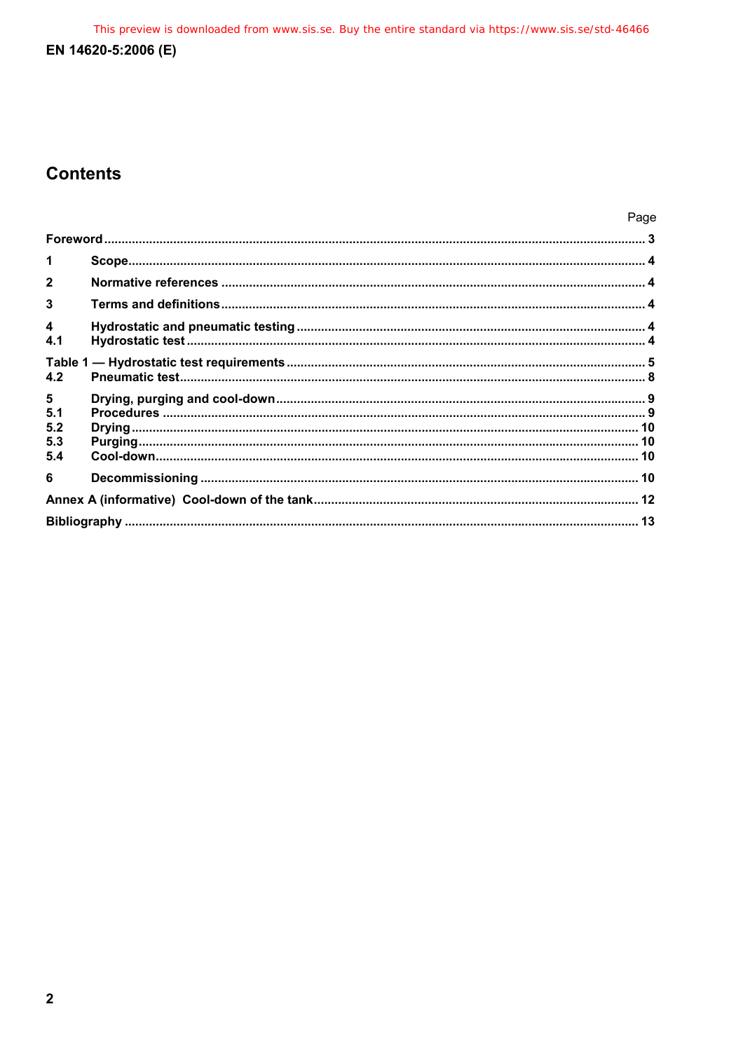# Contents

| | | Page |
|---|---|---|
| Foreword | | 3 |
| 1 | Scope | 4 |
| 2 | Normative references | 4 |
| 3 | Terms and definitions | 4 |
| 4 | Hydrostatic and pneumatic testing | 4 |
| 4.1 | Hydrostatic test | 4 |
| Table 1 — Hydrostatic test requirements | | 5 |
| 4.2 | Pneumatic test | 8 |
| 5 | Drying, purging and cool-down | 9 |
| 5.1 | Procedures | 9 |
| 5.2 | Drying | 10 |
| 5.3 | Purging | 10 |
| 5.4 | Cool-down | 10 |
| 6 | Decommissioning | 10 |
| Annex A (informative) Cool-down of the tank | | 12 |
| Bibliography | | 13 |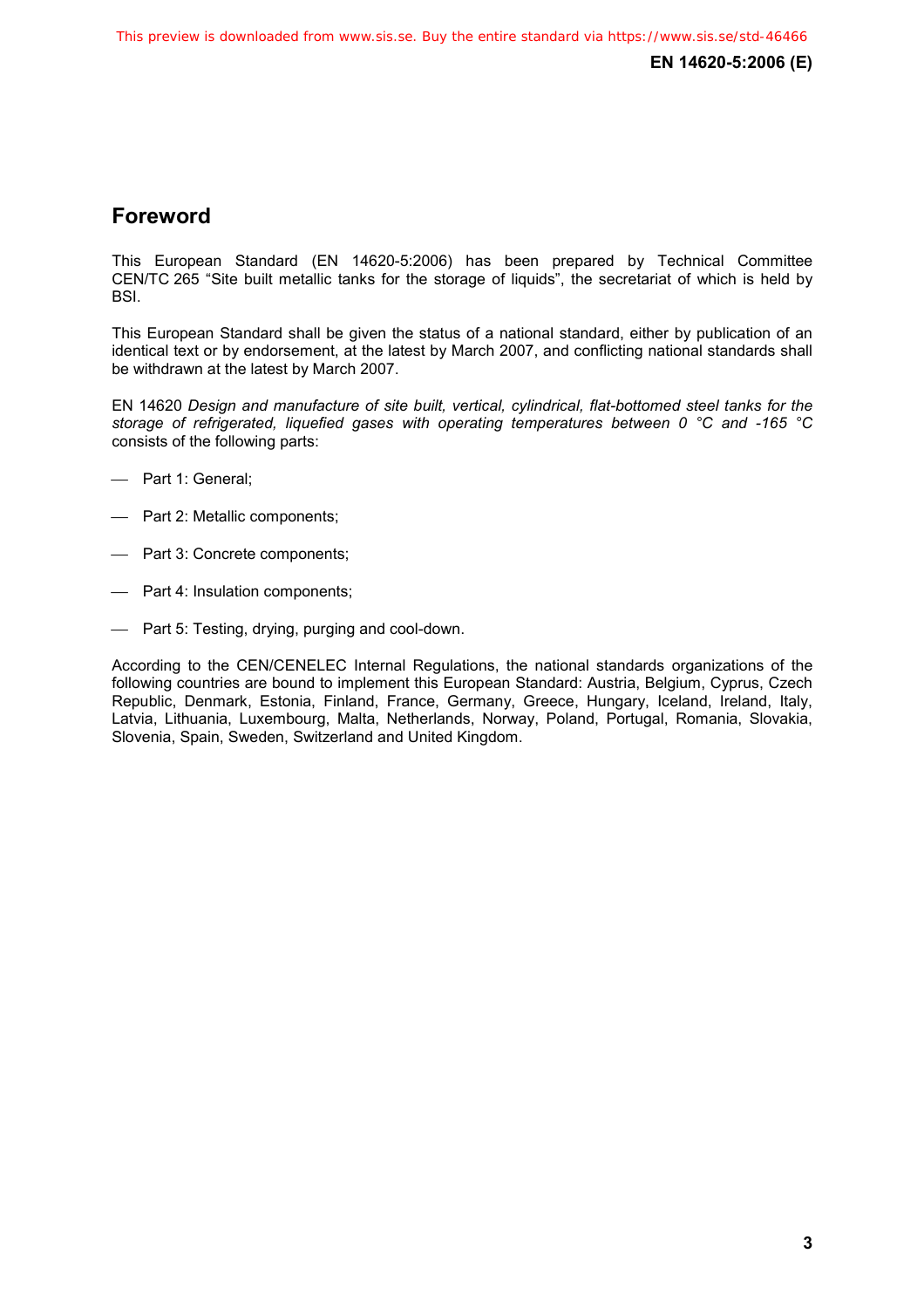## Foreword

This European Standard (EN 14620-5:2006) has been prepared by Technical Committee CEN/TC 265 "Site built metallic tanks for the storage of liquids", the secretariat of which is held by BSI.

This European Standard shall be given the status of a national standard, either by publication of an identical text or by endorsement, at the latest by March 2007, and conflicting national standards shall be withdrawn at the latest by March 2007.

EN 14620 *Design and manufacture of site built, vertical, cylindrical, flat-bottomed steel tanks for the storage of refrigerated, liquefied gases with operating temperatures between 0 °C and -165 °C* consists of the following parts:

- Part 1: General;
- Part 2: Metallic components;
- Part 3: Concrete components;
- Part 4: Insulation components;
- Part 5: Testing, drying, purging and cool-down.

According to the CEN/CENELEC Internal Regulations, the national standards organizations of the following countries are bound to implement this European Standard: Austria, Belgium, Cyprus, Czech Republic, Denmark, Estonia, Finland, France, Germany, Greece, Hungary, Iceland, Ireland, Italy, Latvia, Lithuania, Luxembourg, Malta, Netherlands, Norway, Poland, Portugal, Romania, Slovakia, Slovenia, Spain, Sweden, Switzerland and United Kingdom.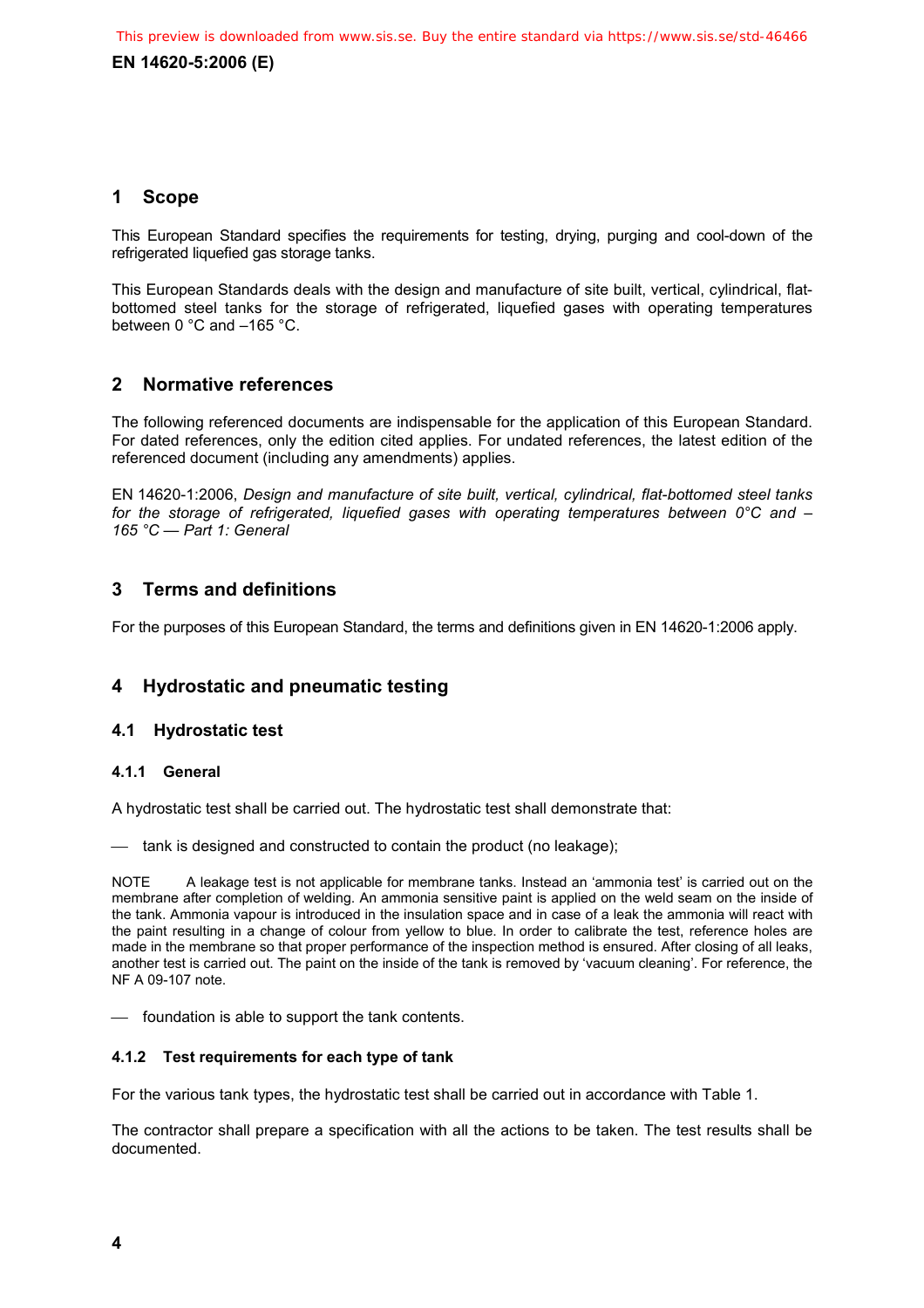## 1 Scope

This European Standard specifies the requirements for testing, drying, purging and cool-down of the refrigerated liquefied gas storage tanks.

This European Standards deals with the design and manufacture of site built, vertical, cylindrical, flat-bottomed steel tanks for the storage of refrigerated, liquefied gases with operating temperatures between 0 °C and –165 °C.

## 2 Normative references

The following referenced documents are indispensable for the application of this European Standard. For dated references, only the edition cited applies. For undated references, the latest edition of the referenced document (including any amendments) applies.

EN 14620-1:2006, *Design and manufacture of site built, vertical, cylindrical, flat-bottomed steel tanks for the storage of refrigerated, liquefied gases with operating temperatures between 0°C and –165 °C — Part 1: General*

## 3 Terms and definitions

For the purposes of this European Standard, the terms and definitions given in EN 14620-1:2006 apply.

## 4 Hydrostatic and pneumatic testing

### 4.1 Hydrostatic test

#### 4.1.1 General

A hydrostatic test shall be carried out. The hydrostatic test shall demonstrate that:

— tank is designed and constructed to contain the product (no leakage);

NOTE A leakage test is not applicable for membrane tanks. Instead an 'ammonia test' is carried out on the membrane after completion of welding. An ammonia sensitive paint is applied on the weld seam on the inside of the tank. Ammonia vapour is introduced in the insulation space and in case of a leak the ammonia will react with the paint resulting in a change of colour from yellow to blue. In order to calibrate the test, reference holes are made in the membrane so that proper performance of the inspection method is ensured. After closing of all leaks, another test is carried out. The paint on the inside of the tank is removed by 'vacuum cleaning'. For reference, the NF A 09-107 note.

— foundation is able to support the tank contents.

#### 4.1.2 Test requirements for each type of tank

For the various tank types, the hydrostatic test shall be carried out in accordance with Table 1.

The contractor shall prepare a specification with all the actions to be taken. The test results shall be documented.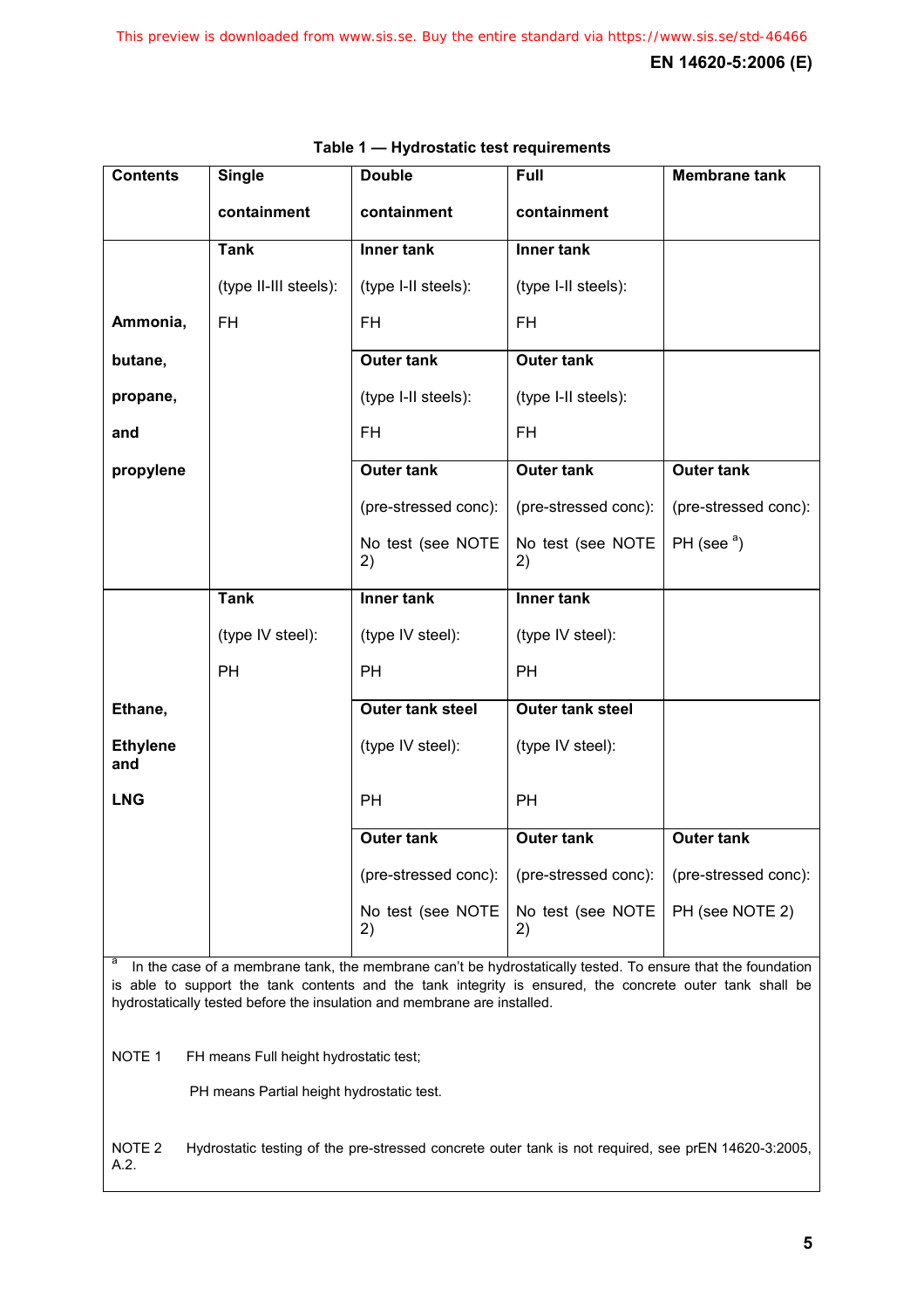**Table 1 — Hydrostatic test requirements**

| Contents | Single containment | Double containment | Full containment | Membrane tank |
|---|---|---|---|---|
| Ammonia, butane, propane, and propylene | **Tank** (type II-III steels): FH | **Inner tank** (type I-II steels): FH | **Inner tank** (type I-II steels): FH | |
| | | **Outer tank** (type I-II steels): FH | **Outer tank** (type I-II steels): FH | |
| | | **Outer tank** (pre-stressed conc): No test (see NOTE 2) | **Outer tank** (pre-stressed conc): No test (see NOTE 2) | **Outer tank** (pre-stressed conc): PH (see [a]) |
| Ethane, Ethylene and LNG | **Tank** (type IV steel): PH | **Inner tank** (type IV steel): PH | **Inner tank** (type IV steel): PH | |
| | | **Outer tank steel** (type IV steel): PH | **Outer tank steel** (type IV steel): PH | |
| | | **Outer tank** (pre-stressed conc): No test (see NOTE 2) | **Outer tank** (pre-stressed conc): No test (see NOTE 2) | **Outer tank** (pre-stressed conc): PH (see NOTE 2) |

[a] In the case of a membrane tank, the membrane can't be hydrostatically tested. To ensure that the foundation is able to support the tank contents and the tank integrity is ensured, the concrete outer tank shall be hydrostatically tested before the insulation and membrane are installed.

NOTE 1 FH means Full height hydrostatic test;

PH means Partial height hydrostatic test.

NOTE 2 Hydrostatic testing of the pre-stressed concrete outer tank is not required, see prEN 14620-3:2005, A.2.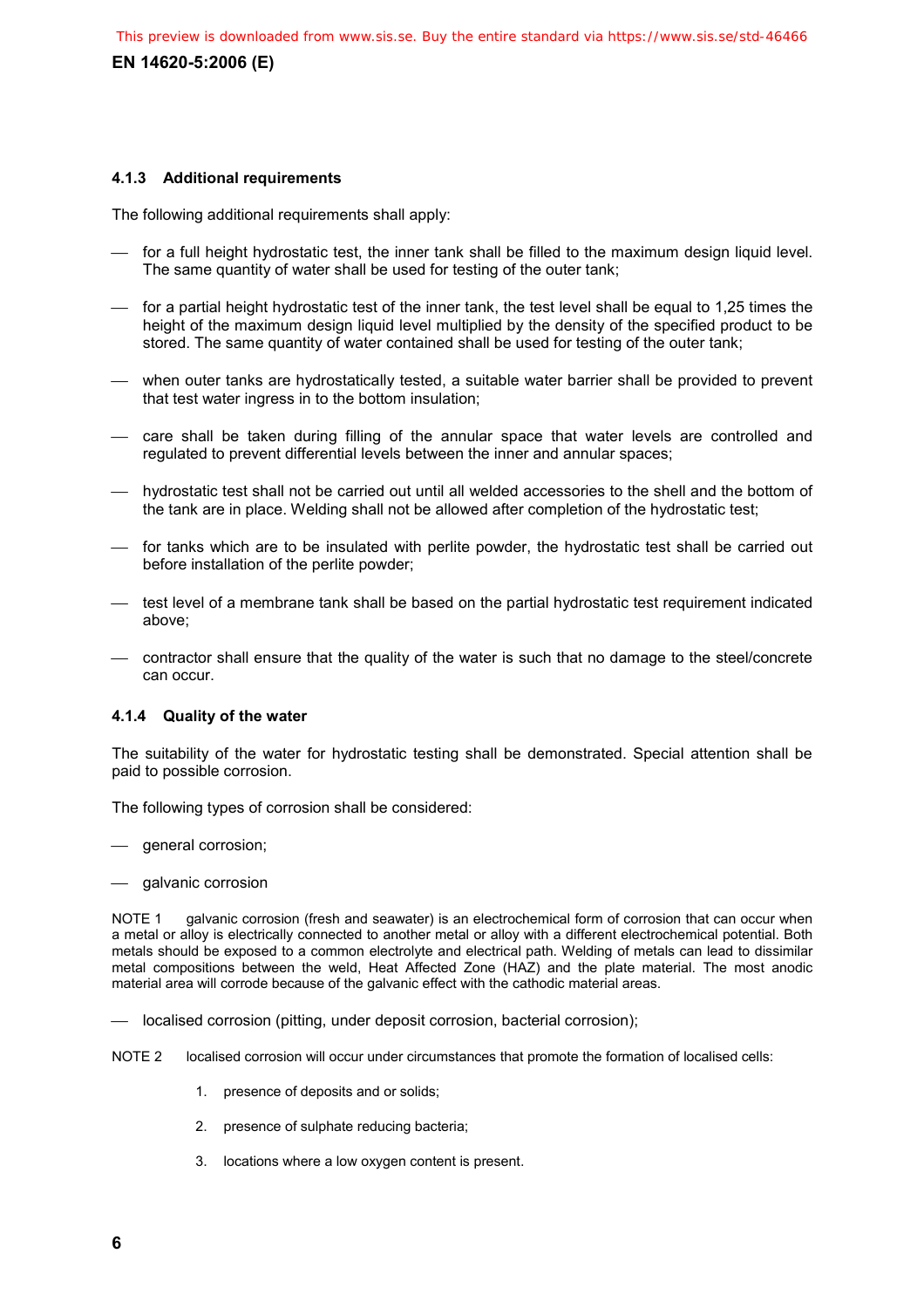#### 4.1.3 Additional requirements

The following additional requirements shall apply:

- for a full height hydrostatic test, the inner tank shall be filled to the maximum design liquid level. The same quantity of water shall be used for testing of the outer tank;
- for a partial height hydrostatic test of the inner tank, the test level shall be equal to 1,25 times the height of the maximum design liquid level multiplied by the density of the specified product to be stored. The same quantity of water contained shall be used for testing of the outer tank;
- when outer tanks are hydrostatically tested, a suitable water barrier shall be provided to prevent that test water ingress in to the bottom insulation;
- care shall be taken during filling of the annular space that water levels are controlled and regulated to prevent differential levels between the inner and annular spaces;
- hydrostatic test shall not be carried out until all welded accessories to the shell and the bottom of the tank are in place. Welding shall not be allowed after completion of the hydrostatic test;
- for tanks which are to be insulated with perlite powder, the hydrostatic test shall be carried out before installation of the perlite powder;
- test level of a membrane tank shall be based on the partial hydrostatic test requirement indicated above;
- contractor shall ensure that the quality of the water is such that no damage to the steel/concrete can occur.

#### 4.1.4 Quality of the water

The suitability of the water for hydrostatic testing shall be demonstrated. Special attention shall be paid to possible corrosion.

The following types of corrosion shall be considered:

- general corrosion;
- galvanic corrosion

NOTE 1 galvanic corrosion (fresh and seawater) is an electrochemical form of corrosion that can occur when a metal or alloy is electrically connected to another metal or alloy with a different electrochemical potential. Both metals should be exposed to a common electrolyte and electrical path. Welding of metals can lead to dissimilar metal compositions between the weld, Heat Affected Zone (HAZ) and the plate material. The most anodic material area will corrode because of the galvanic effect with the cathodic material areas.

- localised corrosion (pitting, under deposit corrosion, bacterial corrosion);

NOTE 2 localised corrosion will occur under circumstances that promote the formation of localised cells:

1. presence of deposits and or solids;
2. presence of sulphate reducing bacteria;
3. locations where a low oxygen content is present.